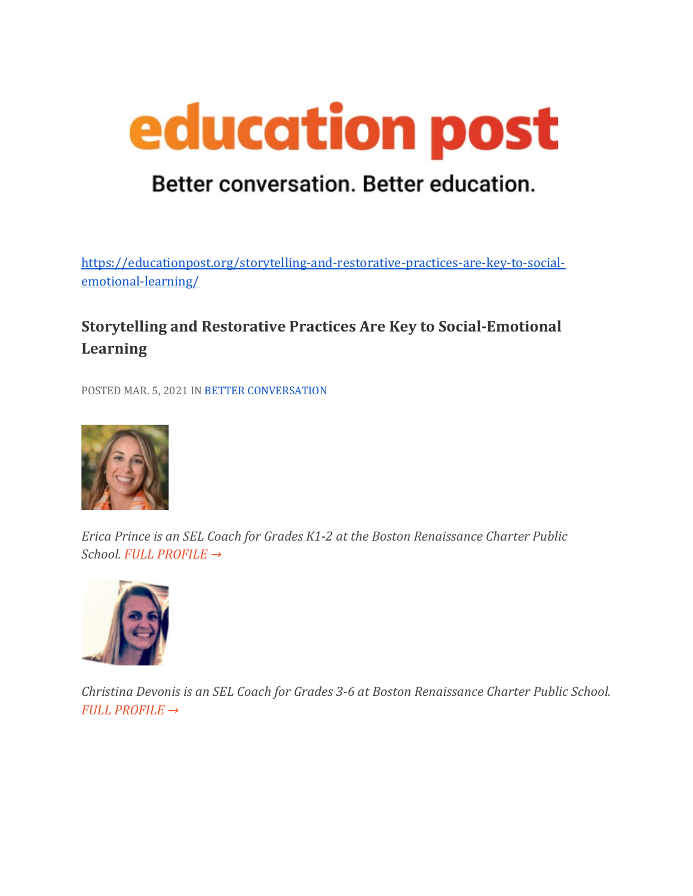# education post

Better conversation. Better education.

https://educationpost.org/storytelling-and-restorative-practices-are-key-to-social-emotional-learning/

## Storytelling and Restorative Practices Are Key to Social-Emotional Learning

POSTED MAR. 5, 2021 IN BETTER CONVERSATION

*Erica Prince is an SEL Coach for Grades K1-2 at the Boston Renaissance Charter Public School. FULL PROFILE →*

*Christina Devonis is an SEL Coach for Grades 3-6 at Boston Renaissance Charter Public School. FULL PROFILE →*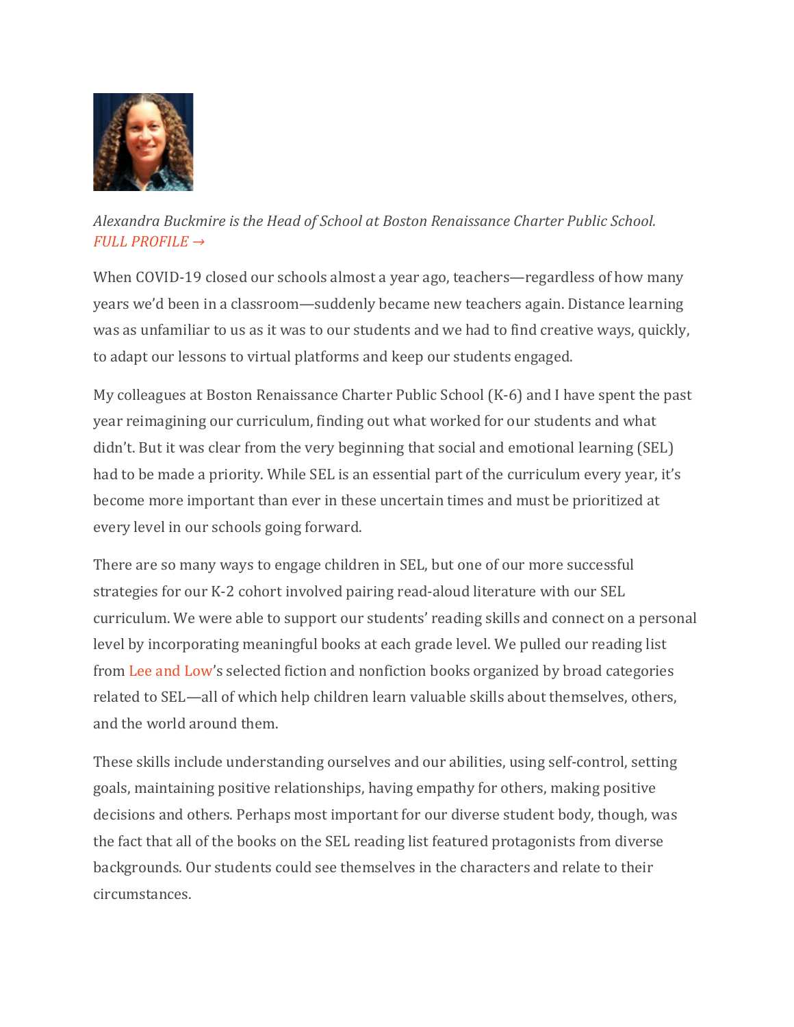*Alexandra Buckmire is the Head of School at Boston Renaissance Charter Public School.* *FULL PROFILE →*

When COVID-19 closed our schools almost a year ago, teachers—regardless of how many years we'd been in a classroom—suddenly became new teachers again. Distance learning was as unfamiliar to us as it was to our students and we had to find creative ways, quickly, to adapt our lessons to virtual platforms and keep our students engaged.

My colleagues at Boston Renaissance Charter Public School (K-6) and I have spent the past year reimagining our curriculum, finding out what worked for our students and what didn't. But it was clear from the very beginning that social and emotional learning (SEL) had to be made a priority. While SEL is an essential part of the curriculum every year, it's become more important than ever in these uncertain times and must be prioritized at every level in our schools going forward.

There are so many ways to engage children in SEL, but one of our more successful strategies for our K-2 cohort involved pairing read-aloud literature with our SEL curriculum. We were able to support our students' reading skills and connect on a personal level by incorporating meaningful books at each grade level. We pulled our reading list from Lee and Low's selected fiction and nonfiction books organized by broad categories related to SEL—all of which help children learn valuable skills about themselves, others, and the world around them.

These skills include understanding ourselves and our abilities, using self-control, setting goals, maintaining positive relationships, having empathy for others, making positive decisions and others. Perhaps most important for our diverse student body, though, was the fact that all of the books on the SEL reading list featured protagonists from diverse backgrounds. Our students could see themselves in the characters and relate to their circumstances.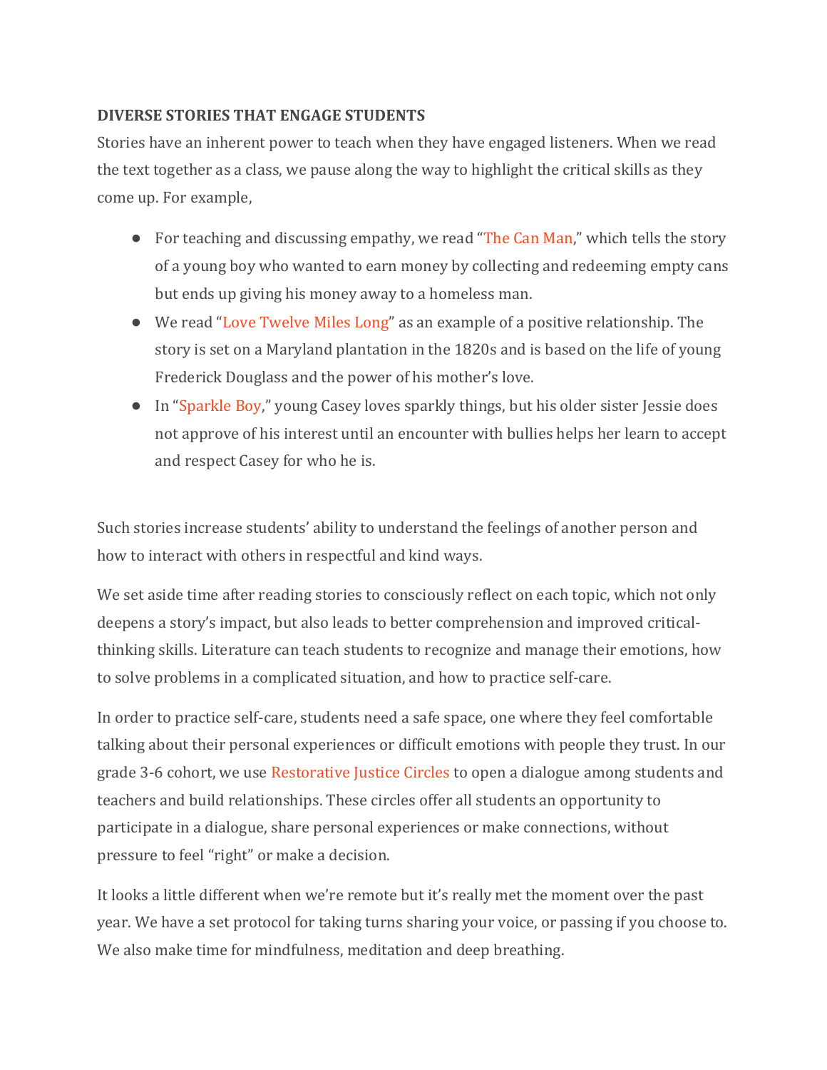**DIVERSE STORIES THAT ENGAGE STUDENTS**

Stories have an inherent power to teach when they have engaged listeners. When we read the text together as a class, we pause along the way to highlight the critical skills as they come up. For example,

- For teaching and discussing empathy, we read "The Can Man," which tells the story of a young boy who wanted to earn money by collecting and redeeming empty cans but ends up giving his money away to a homeless man.
- We read "Love Twelve Miles Long" as an example of a positive relationship. The story is set on a Maryland plantation in the 1820s and is based on the life of young Frederick Douglass and the power of his mother's love.
- In "Sparkle Boy," young Casey loves sparkly things, but his older sister Jessie does not approve of his interest until an encounter with bullies helps her learn to accept and respect Casey for who he is.

Such stories increase students' ability to understand the feelings of another person and how to interact with others in respectful and kind ways.

We set aside time after reading stories to consciously reflect on each topic, which not only deepens a story's impact, but also leads to better comprehension and improved critical-thinking skills. Literature can teach students to recognize and manage their emotions, how to solve problems in a complicated situation, and how to practice self-care.

In order to practice self-care, students need a safe space, one where they feel comfortable talking about their personal experiences or difficult emotions with people they trust. In our grade 3-6 cohort, we use Restorative Justice Circles to open a dialogue among students and teachers and build relationships. These circles offer all students an opportunity to participate in a dialogue, share personal experiences or make connections, without pressure to feel "right" or make a decision.

It looks a little different when we're remote but it's really met the moment over the past year. We have a set protocol for taking turns sharing your voice, or passing if you choose to. We also make time for mindfulness, meditation and deep breathing.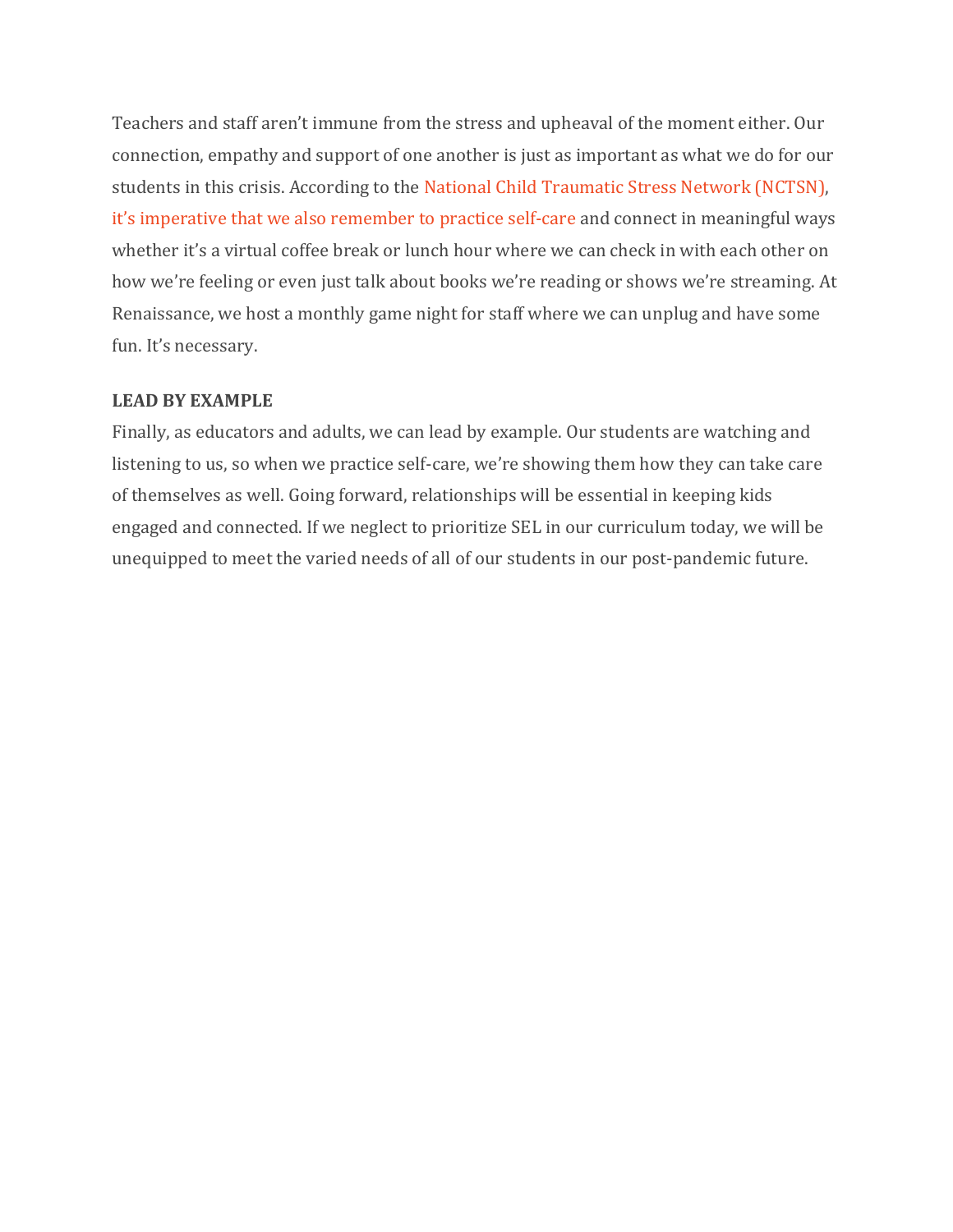Teachers and staff aren't immune from the stress and upheaval of the moment either. Our connection, empathy and support of one another is just as important as what we do for our students in this crisis. According to the National Child Traumatic Stress Network (NCTSN), it's imperative that we also remember to practice self-care and connect in meaningful ways whether it's a virtual coffee break or lunch hour where we can check in with each other on how we're feeling or even just talk about books we're reading or shows we're streaming. At Renaissance, we host a monthly game night for staff where we can unplug and have some fun. It's necessary.

**LEAD BY EXAMPLE**

Finally, as educators and adults, we can lead by example. Our students are watching and listening to us, so when we practice self-care, we're showing them how they can take care of themselves as well. Going forward, relationships will be essential in keeping kids engaged and connected. If we neglect to prioritize SEL in our curriculum today, we will be unequipped to meet the varied needs of all of our students in our post-pandemic future.